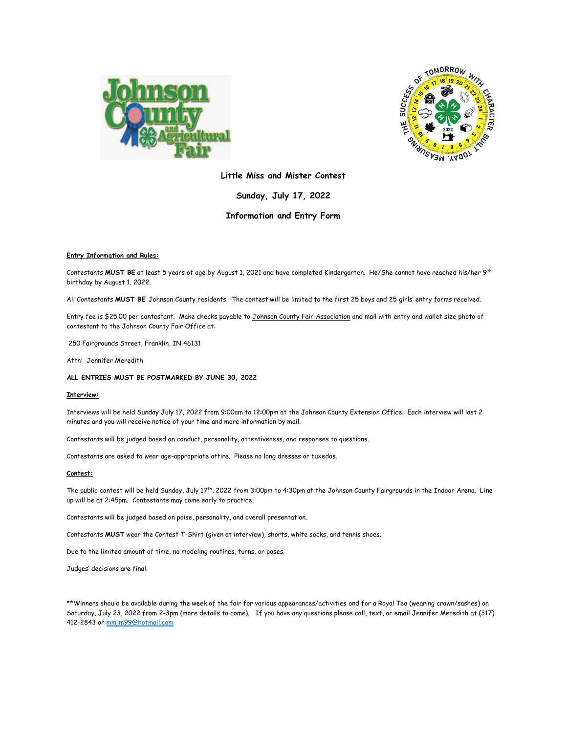**Little Miss and Mister Contest**

**Sunday, July 17, 2022**

**Information and Entry Form**

**Entry Information and Rules:**

Contestants **MUST BE** at least 5 years of age by August 1, 2021 and have completed Kindergarten. He/She cannot have reached his/her 9th birthday by August 1, 2022.

All Contestants **MUST BE** Johnson County residents. The contest will be limited to the first 25 boys and 25 girls' entry forms received.

Entry fee is $25.00 per contestant. Make checks payable to Johnson County Fair Association and mail with entry and wallet size photo of contestant to the Johnson County Fair Office at:

250 Fairgrounds Street, Franklin, IN 46131

Attn: Jennifer Meredith

**ALL ENTRIES MUST BE POSTMARKED BY JUNE 30, 2022**

**Interview:**

Interviews will be held Sunday July 17, 2022 from 9:00am to 12:00pm at the Johnson County Extension Office. Each interview will last 2 minutes and you will receive notice of your time and more information by mail.

Contestants will be judged based on conduct, personality, attentiveness, and responses to questions.

Contestants are asked to wear age-appropriate attire. Please no long dresses or tuxedos.

**Contest:**

The public contest will be held Sunday, July 17th, 2022 from 3:00pm to 4:30pm at the Johnson County Fairgrounds in the Indoor Arena. Line up will be at 2:45pm. Contestants may come early to practice.

Contestants will be judged based on poise, personality, and overall presentation.

Contestants **MUST** wear the Contest T-Shirt (given at interview), shorts, white socks, and tennis shoes.

Due to the limited amount of time, no modeling routines, turns, or poses.

Judges' decisions are final.

**Winners should be available during the week of the fair for various appearances/activities and for a Royal Tea (wearing crown/sashes) on Saturday, July 23, 2022 from 2-3pm (more details to come). If you have any questions please call, text, or email Jennifer Meredith at (317) 412-2843 or mmjm99@hotmail.com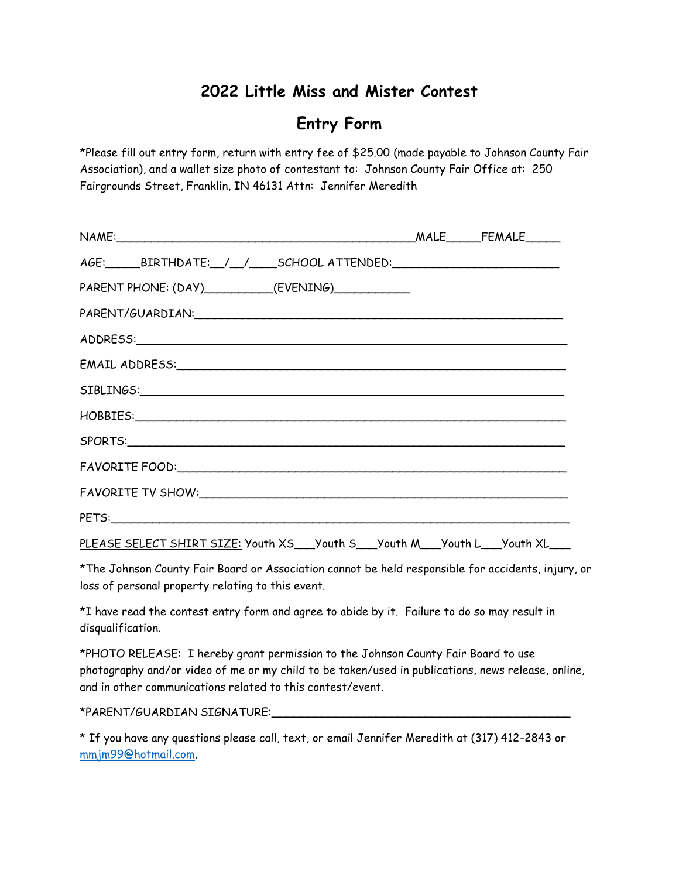# 2022 Little Miss and Mister Contest

## Entry Form

*Please fill out entry form, return with entry fee of $25.00 (made payable to Johnson County Fair Association), and a wallet size photo of contestant to: Johnson County Fair Office at: 250 Fairgrounds Street, Franklin, IN 46131 Attn: Jennifer Meredith

NAME:_____________________________________________MALE_____FEMALE_____

AGE:_____BIRTHDATE:__/__/____SCHOOL ATTENDED:_________________________

PARENT PHONE: (DAY)__________(EVENING)___________

PARENT/GUARDIAN:_______________________________________________________

ADDRESS:______________________________________________________________

EMAIL ADDRESS:_________________________________________________________

SIBLINGS:_____________________________________________________________

HOBBIES:______________________________________________________________

SPORTS:_______________________________________________________________

FAVORITE FOOD:_________________________________________________________

FAVORITE TV SHOW:______________________________________________________

PETS:_________________________________________________________________

PLEASE SELECT SHIRT SIZE: Youth XS___Youth S___Youth M___Youth L___Youth XL___

*The Johnson County Fair Board or Association cannot be held responsible for accidents, injury, or loss of personal property relating to this event.

*I have read the contest entry form and agree to abide by it. Failure to do so may result in disqualification.

*PHOTO RELEASE: I hereby grant permission to the Johnson County Fair Board to use photography and/or video of me or my child to be taken/used in publications, news release, online, and in other communications related to this contest/event.

*PARENT/GUARDIAN SIGNATURE:____________________________________________

* If you have any questions please call, text, or email Jennifer Meredith at (317) 412-2843 or mmjm99@hotmail.com.